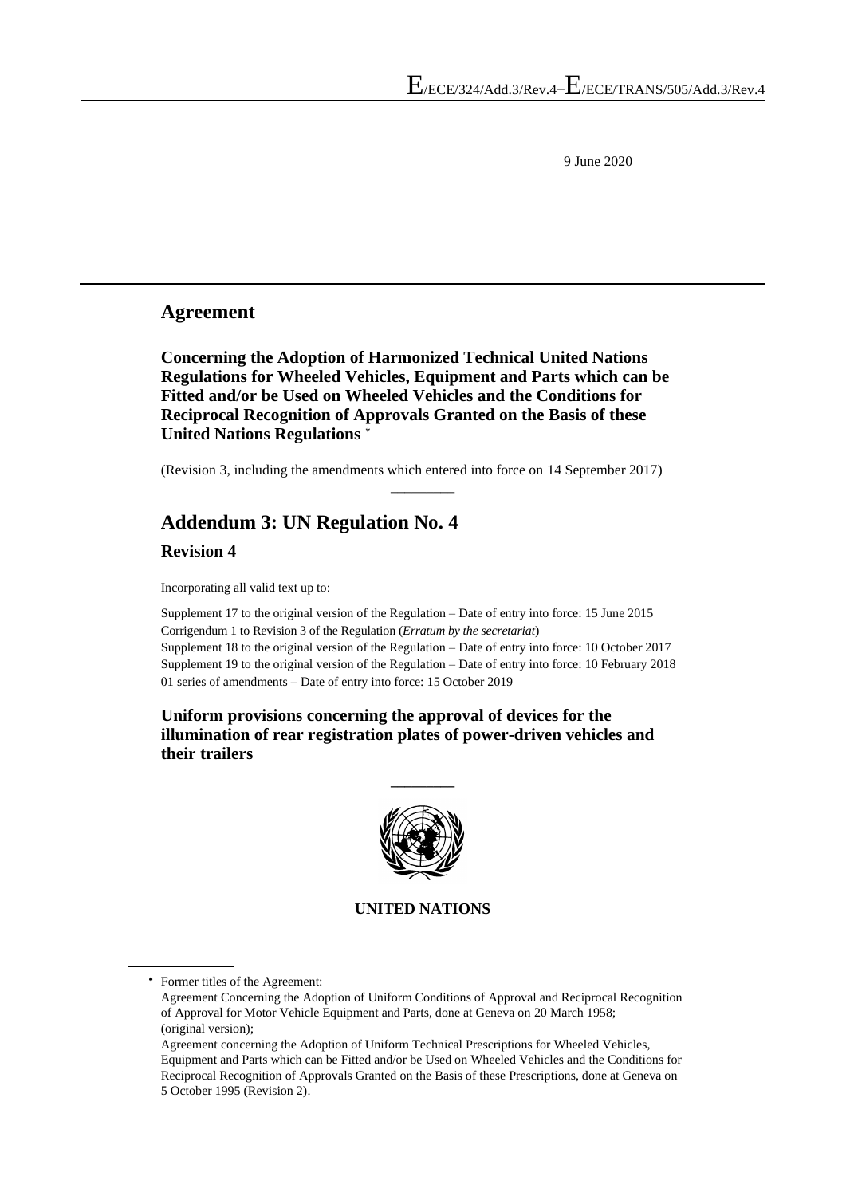E/ECE/324/Add.3/Rev.4−E/ECE/TRANS/505/Add.3/Rev.4

9 June 2020

## Agreement

**Concerning the Adoption of Harmonized Technical United Nations Regulations for Wheeled Vehicles, Equipment and Parts which can be Fitted and/or be Used on Wheeled Vehicles and the Conditions for Reciprocal Recognition of Approvals Granted on the Basis of these United Nations Regulations** *

(Revision 3, including the amendments which entered into force on 14 September 2017)

---

## Addendum 3: UN Regulation No. 4

### Revision 4

Incorporating all valid text up to:

Supplement 17 to the original version of the Regulation – Date of entry into force: 15 June 2015
Corrigendum 1 to Revision 3 of the Regulation (*Erratum by the secretariat*)
Supplement 18 to the original version of the Regulation – Date of entry into force: 10 October 2017
Supplement 19 to the original version of the Regulation – Date of entry into force: 10 February 2018
01 series of amendments – Date of entry into force: 15 October 2019

### Uniform provisions concerning the approval of devices for the illumination of rear registration plates of power-driven vehicles and their trailers

---

**UNITED NATIONS**

---

* Former titles of the Agreement:
Agreement Concerning the Adoption of Uniform Conditions of Approval and Reciprocal Recognition of Approval for Motor Vehicle Equipment and Parts, done at Geneva on 20 March 1958; (original version);
Agreement concerning the Adoption of Uniform Technical Prescriptions for Wheeled Vehicles, Equipment and Parts which can be Fitted and/or be Used on Wheeled Vehicles and the Conditions for Reciprocal Recognition of Approvals Granted on the Basis of these Prescriptions, done at Geneva on 5 October 1995 (Revision 2).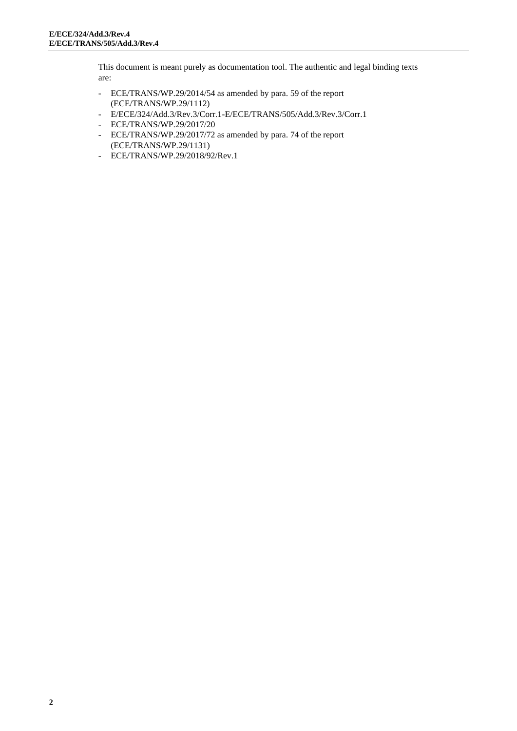This document is meant purely as documentation tool. The authentic and legal binding texts are:

- ECE/TRANS/WP.29/2014/54 as amended by para. 59 of the report (ECE/TRANS/WP.29/1112)
- E/ECE/324/Add.3/Rev.3/Corr.1-E/ECE/TRANS/505/Add.3/Rev.3/Corr.1
- ECE/TRANS/WP.29/2017/20
- ECE/TRANS/WP.29/2017/72 as amended by para. 74 of the report (ECE/TRANS/WP.29/1131)
- ECE/TRANS/WP.29/2018/92/Rev.1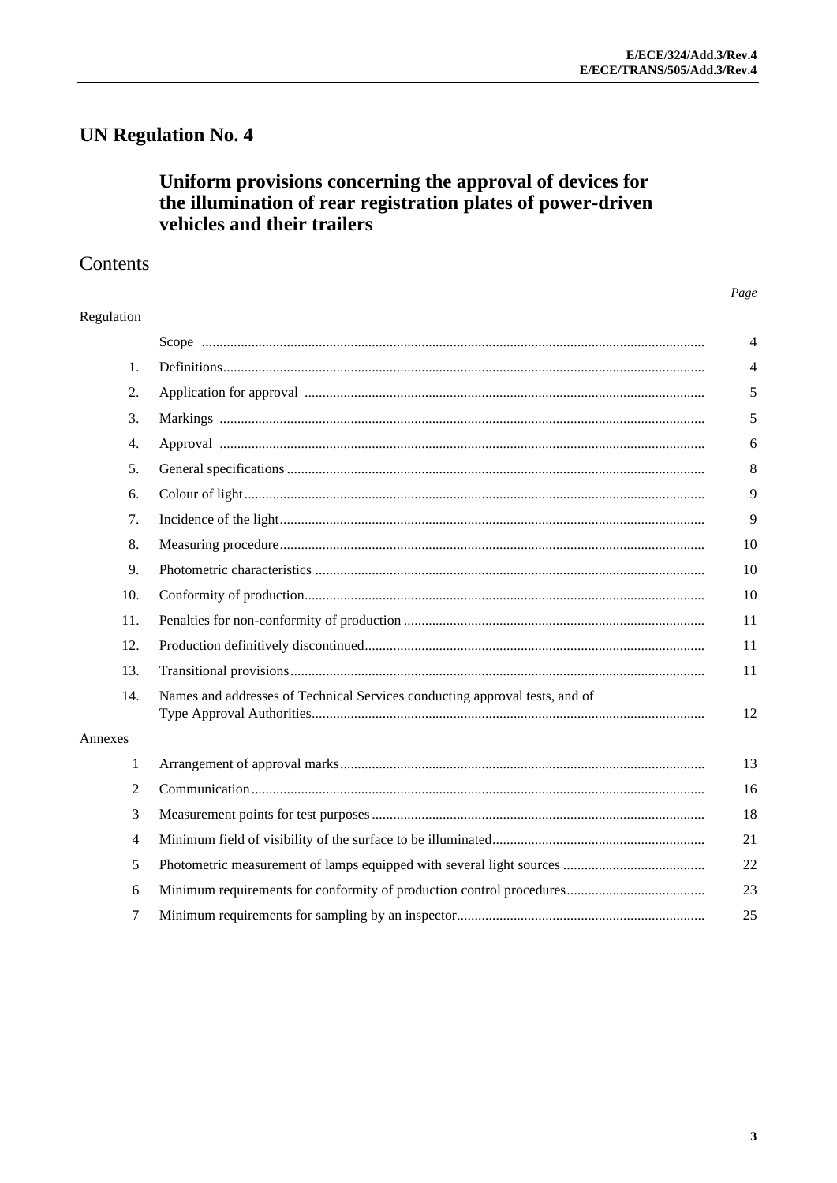# UN Regulation No. 4

## Uniform provisions concerning the approval of devices for the illumination of rear registration plates of power-driven vehicles and their trailers

## Contents

| | | *Page* |
|---|---|---|
| Regulation | | |
| | Scope | 4 |
| 1. | Definitions | 4 |
| 2. | Application for approval | 5 |
| 3. | Markings | 5 |
| 4. | Approval | 6 |
| 5. | General specifications | 8 |
| 6. | Colour of light | 9 |
| 7. | Incidence of the light | 9 |
| 8. | Measuring procedure | 10 |
| 9. | Photometric characteristics | 10 |
| 10. | Conformity of production | 10 |
| 11. | Penalties for non-conformity of production | 11 |
| 12. | Production definitively discontinued | 11 |
| 13. | Transitional provisions | 11 |
| 14. | Names and addresses of Technical Services conducting approval tests, and of Type Approval Authorities | 12 |
| Annexes | | |
| 1 | Arrangement of approval marks | 13 |
| 2 | Communication | 16 |
| 3 | Measurement points for test purposes | 18 |
| 4 | Minimum field of visibility of the surface to be illuminated | 21 |
| 5 | Photometric measurement of lamps equipped with several light sources | 22 |
| 6 | Minimum requirements for conformity of production control procedures | 23 |
| 7 | Minimum requirements for sampling by an inspector | 25 |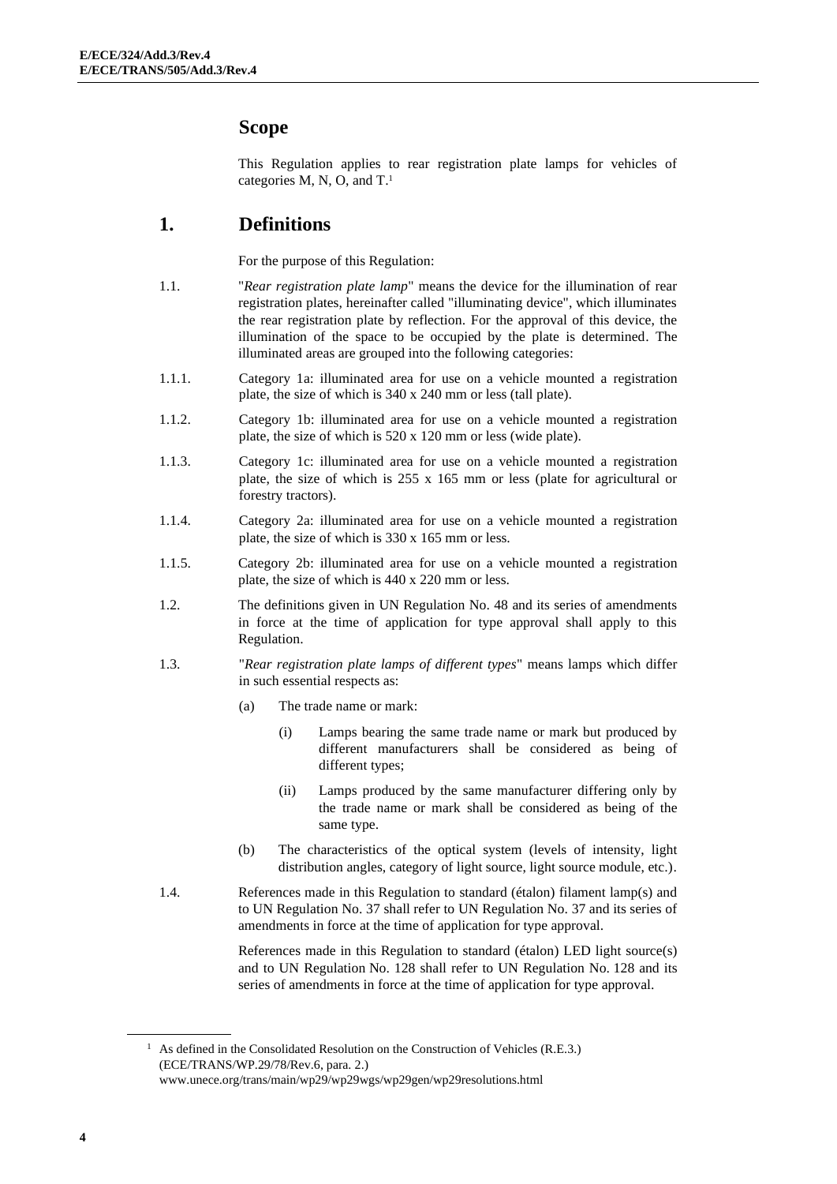## Scope

This Regulation applies to rear registration plate lamps for vehicles of categories M, N, O, and T.[1]

## 1. Definitions

For the purpose of this Regulation:

1.1. "*Rear registration plate lamp*" means the device for the illumination of rear registration plates, hereinafter called "illuminating device", which illuminates the rear registration plate by reflection. For the approval of this device, the illumination of the space to be occupied by the plate is determined. The illuminated areas are grouped into the following categories:

1.1.1. Category 1a: illuminated area for use on a vehicle mounted a registration plate, the size of which is 340 x 240 mm or less (tall plate).

1.1.2. Category 1b: illuminated area for use on a vehicle mounted a registration plate, the size of which is 520 x 120 mm or less (wide plate).

1.1.3. Category 1c: illuminated area for use on a vehicle mounted a registration plate, the size of which is 255 x 165 mm or less (plate for agricultural or forestry tractors).

1.1.4. Category 2a: illuminated area for use on a vehicle mounted a registration plate, the size of which is 330 x 165 mm or less.

1.1.5. Category 2b: illuminated area for use on a vehicle mounted a registration plate, the size of which is 440 x 220 mm or less.

1.2. The definitions given in UN Regulation No. 48 and its series of amendments in force at the time of application for type approval shall apply to this Regulation.

1.3. "*Rear registration plate lamps of different types*" means lamps which differ in such essential respects as:

(a) The trade name or mark:

(i) Lamps bearing the same trade name or mark but produced by different manufacturers shall be considered as being of different types;

(ii) Lamps produced by the same manufacturer differing only by the trade name or mark shall be considered as being of the same type.

(b) The characteristics of the optical system (levels of intensity, light distribution angles, category of light source, light source module, etc.).

1.4. References made in this Regulation to standard (étalon) filament lamp(s) and to UN Regulation No. 37 shall refer to UN Regulation No. 37 and its series of amendments in force at the time of application for type approval.

References made in this Regulation to standard (étalon) LED light source(s) and to UN Regulation No. 128 shall refer to UN Regulation No. 128 and its series of amendments in force at the time of application for type approval.

---

[1] As defined in the Consolidated Resolution on the Construction of Vehicles (R.E.3.) (ECE/TRANS/WP.29/78/Rev.6, para. 2.) www.unece.org/trans/main/wp29/wp29wgs/wp29gen/wp29resolutions.html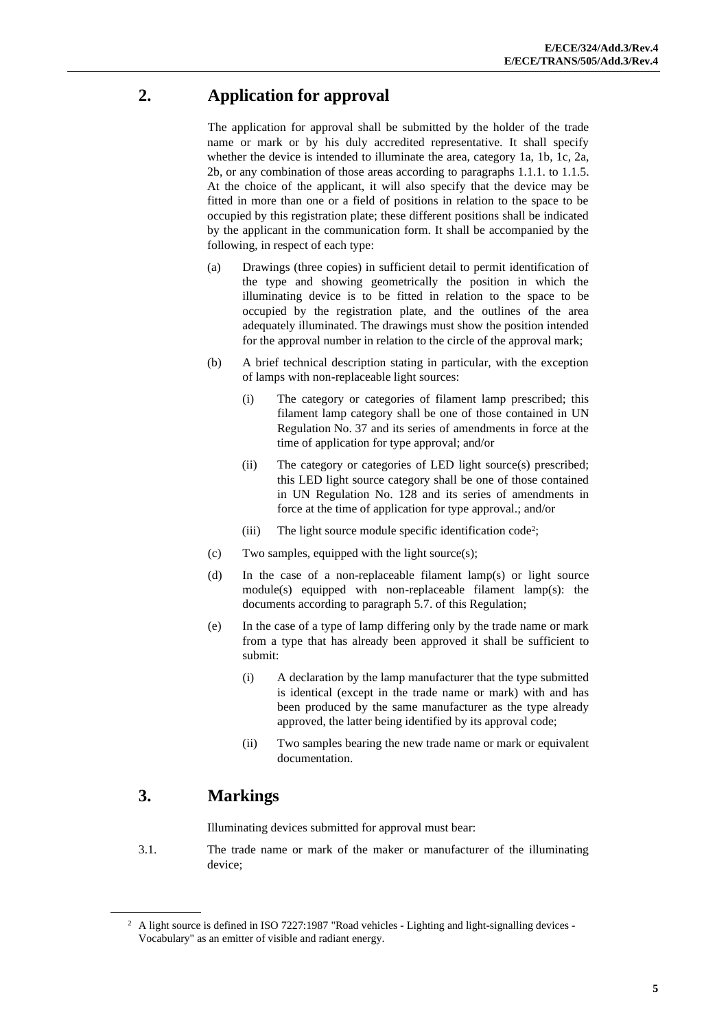## 2. Application for approval

The application for approval shall be submitted by the holder of the trade name or mark or by his duly accredited representative. It shall specify whether the device is intended to illuminate the area, category 1a, 1b, 1c, 2a, 2b, or any combination of those areas according to paragraphs 1.1.1. to 1.1.5. At the choice of the applicant, it will also specify that the device may be fitted in more than one or a field of positions in relation to the space to be occupied by this registration plate; these different positions shall be indicated by the applicant in the communication form. It shall be accompanied by the following, in respect of each type:

(a) Drawings (three copies) in sufficient detail to permit identification of the type and showing geometrically the position in which the illuminating device is to be fitted in relation to the space to be occupied by the registration plate, and the outlines of the area adequately illuminated. The drawings must show the position intended for the approval number in relation to the circle of the approval mark;

(b) A brief technical description stating in particular, with the exception of lamps with non-replaceable light sources:

  (i) The category or categories of filament lamp prescribed; this filament lamp category shall be one of those contained in UN Regulation No. 37 and its series of amendments in force at the time of application for type approval; and/or

  (ii) The category or categories of LED light source(s) prescribed; this LED light source category shall be one of those contained in UN Regulation No. 128 and its series of amendments in force at the time of application for type approval.; and/or

  (iii) The light source module specific identification code[2];

(c) Two samples, equipped with the light source(s);

(d) In the case of a non-replaceable filament lamp(s) or light source module(s) equipped with non-replaceable filament lamp(s): the documents according to paragraph 5.7. of this Regulation;

(e) In the case of a type of lamp differing only by the trade name or mark from a type that has already been approved it shall be sufficient to submit:

  (i) A declaration by the lamp manufacturer that the type submitted is identical (except in the trade name or mark) with and has been produced by the same manufacturer as the type already approved, the latter being identified by its approval code;

  (ii) Two samples bearing the new trade name or mark or equivalent documentation.

## 3. Markings

Illuminating devices submitted for approval must bear:

3.1. The trade name or mark of the maker or manufacturer of the illuminating device;

---

[2] A light source is defined in ISO 7227:1987 "Road vehicles - Lighting and light-signalling devices - Vocabulary" as an emitter of visible and radiant energy.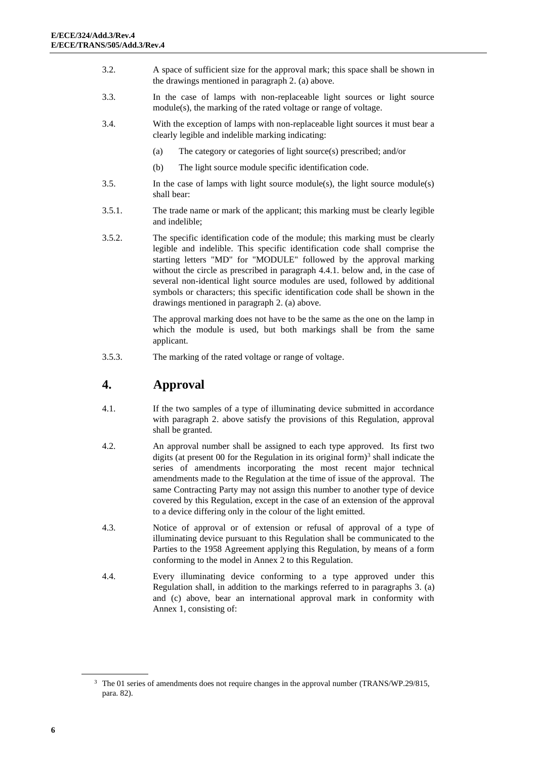3.2. A space of sufficient size for the approval mark; this space shall be shown in the drawings mentioned in paragraph 2. (a) above.

3.3. In the case of lamps with non-replaceable light sources or light source module(s), the marking of the rated voltage or range of voltage.

3.4. With the exception of lamps with non-replaceable light sources it must bear a clearly legible and indelible marking indicating:

(a) The category or categories of light source(s) prescribed; and/or

(b) The light source module specific identification code.

3.5. In the case of lamps with light source module(s), the light source module(s) shall bear:

3.5.1. The trade name or mark of the applicant; this marking must be clearly legible and indelible;

3.5.2. The specific identification code of the module; this marking must be clearly legible and indelible. This specific identification code shall comprise the starting letters "MD" for "MODULE" followed by the approval marking without the circle as prescribed in paragraph 4.4.1. below and, in the case of several non-identical light source modules are used, followed by additional symbols or characters; this specific identification code shall be shown in the drawings mentioned in paragraph 2. (a) above.

The approval marking does not have to be the same as the one on the lamp in which the module is used, but both markings shall be from the same applicant.

3.5.3. The marking of the rated voltage or range of voltage.

# 4. Approval

4.1. If the two samples of a type of illuminating device submitted in accordance with paragraph 2. above satisfy the provisions of this Regulation, approval shall be granted.

4.2. An approval number shall be assigned to each type approved. Its first two digits (at present 00 for the Regulation in its original form)[3] shall indicate the series of amendments incorporating the most recent major technical amendments made to the Regulation at the time of issue of the approval. The same Contracting Party may not assign this number to another type of device covered by this Regulation, except in the case of an extension of the approval to a device differing only in the colour of the light emitted.

4.3. Notice of approval or of extension or refusal of approval of a type of illuminating device pursuant to this Regulation shall be communicated to the Parties to the 1958 Agreement applying this Regulation, by means of a form conforming to the model in Annex 2 to this Regulation.

4.4. Every illuminating device conforming to a type approved under this Regulation shall, in addition to the markings referred to in paragraphs 3. (a) and (c) above, bear an international approval mark in conformity with Annex 1, consisting of:

---

[3] The 01 series of amendments does not require changes in the approval number (TRANS/WP.29/815, para. 82).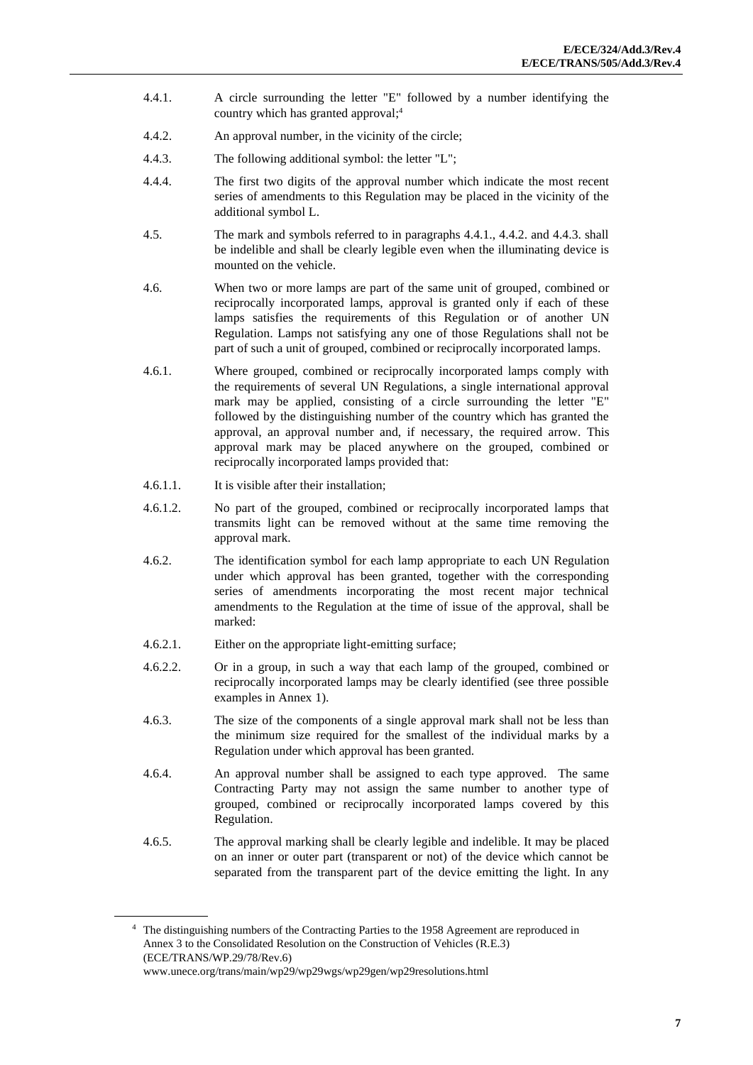4.4.1. A circle surrounding the letter "E" followed by a number identifying the country which has granted approval;[4]

4.4.2. An approval number, in the vicinity of the circle;

4.4.3. The following additional symbol: the letter "L";

4.4.4. The first two digits of the approval number which indicate the most recent series of amendments to this Regulation may be placed in the vicinity of the additional symbol L.

4.5. The mark and symbols referred to in paragraphs 4.4.1., 4.4.2. and 4.4.3. shall be indelible and shall be clearly legible even when the illuminating device is mounted on the vehicle.

4.6. When two or more lamps are part of the same unit of grouped, combined or reciprocally incorporated lamps, approval is granted only if each of these lamps satisfies the requirements of this Regulation or of another UN Regulation. Lamps not satisfying any one of those Regulations shall not be part of such a unit of grouped, combined or reciprocally incorporated lamps.

4.6.1. Where grouped, combined or reciprocally incorporated lamps comply with the requirements of several UN Regulations, a single international approval mark may be applied, consisting of a circle surrounding the letter "E" followed by the distinguishing number of the country which has granted the approval, an approval number and, if necessary, the required arrow. This approval mark may be placed anywhere on the grouped, combined or reciprocally incorporated lamps provided that:

4.6.1.1. It is visible after their installation;

4.6.1.2. No part of the grouped, combined or reciprocally incorporated lamps that transmits light can be removed without at the same time removing the approval mark.

4.6.2. The identification symbol for each lamp appropriate to each UN Regulation under which approval has been granted, together with the corresponding series of amendments incorporating the most recent major technical amendments to the Regulation at the time of issue of the approval, shall be marked:

4.6.2.1. Either on the appropriate light-emitting surface;

4.6.2.2. Or in a group, in such a way that each lamp of the grouped, combined or reciprocally incorporated lamps may be clearly identified (see three possible examples in Annex 1).

4.6.3. The size of the components of a single approval mark shall not be less than the minimum size required for the smallest of the individual marks by a Regulation under which approval has been granted.

4.6.4. An approval number shall be assigned to each type approved. The same Contracting Party may not assign the same number to another type of grouped, combined or reciprocally incorporated lamps covered by this Regulation.

4.6.5. The approval marking shall be clearly legible and indelible. It may be placed on an inner or outer part (transparent or not) of the device which cannot be separated from the transparent part of the device emitting the light. In any

---

[4] The distinguishing numbers of the Contracting Parties to the 1958 Agreement are reproduced in Annex 3 to the Consolidated Resolution on the Construction of Vehicles (R.E.3) (ECE/TRANS/WP.29/78/Rev.6) www.unece.org/trans/main/wp29/wp29wgs/wp29gen/wp29resolutions.html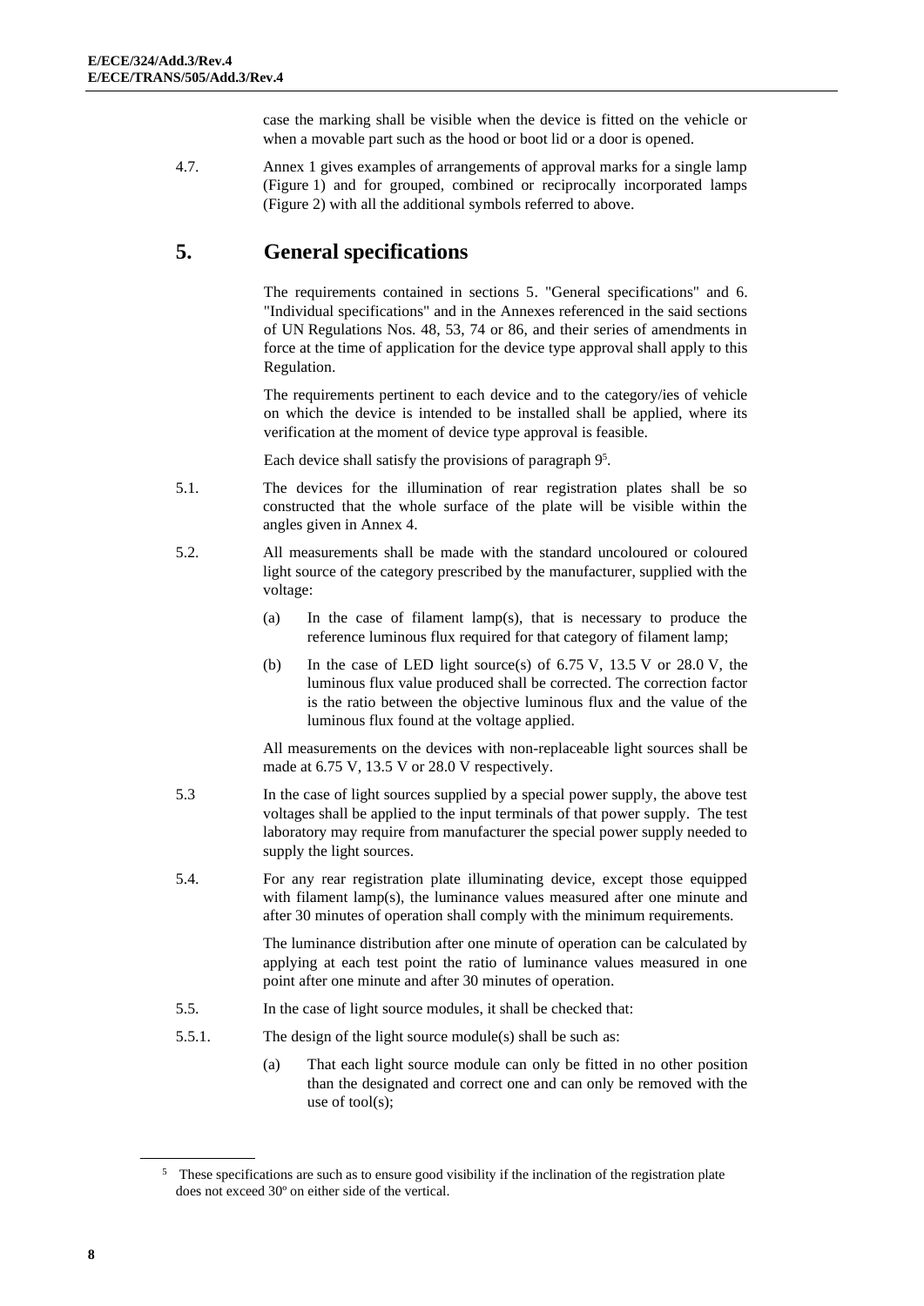case the marking shall be visible when the device is fitted on the vehicle or when a movable part such as the hood or boot lid or a door is opened.

4.7. Annex 1 gives examples of arrangements of approval marks for a single lamp (Figure 1) and for grouped, combined or reciprocally incorporated lamps (Figure 2) with all the additional symbols referred to above.

# 5. General specifications

The requirements contained in sections 5. "General specifications" and 6. "Individual specifications" and in the Annexes referenced in the said sections of UN Regulations Nos. 48, 53, 74 or 86, and their series of amendments in force at the time of application for the device type approval shall apply to this Regulation.

The requirements pertinent to each device and to the category/ies of vehicle on which the device is intended to be installed shall be applied, where its verification at the moment of device type approval is feasible.

Each device shall satisfy the provisions of paragraph 9[5].

5.1. The devices for the illumination of rear registration plates shall be so constructed that the whole surface of the plate will be visible within the angles given in Annex 4.

5.2. All measurements shall be made with the standard uncoloured or coloured light source of the category prescribed by the manufacturer, supplied with the voltage:

(a) In the case of filament lamp(s), that is necessary to produce the reference luminous flux required for that category of filament lamp;

(b) In the case of LED light source(s) of 6.75 V, 13.5 V or 28.0 V, the luminous flux value produced shall be corrected. The correction factor is the ratio between the objective luminous flux and the value of the luminous flux found at the voltage applied.

All measurements on the devices with non-replaceable light sources shall be made at 6.75 V, 13.5 V or 28.0 V respectively.

5.3 In the case of light sources supplied by a special power supply, the above test voltages shall be applied to the input terminals of that power supply. The test laboratory may require from manufacturer the special power supply needed to supply the light sources.

5.4. For any rear registration plate illuminating device, except those equipped with filament lamp(s), the luminance values measured after one minute and after 30 minutes of operation shall comply with the minimum requirements.

The luminance distribution after one minute of operation can be calculated by applying at each test point the ratio of luminance values measured in one point after one minute and after 30 minutes of operation.

5.5. In the case of light source modules, it shall be checked that:

5.5.1. The design of the light source module(s) shall be such as:

(a) That each light source module can only be fitted in no other position than the designated and correct one and can only be removed with the use of tool(s);

[5] These specifications are such as to ensure good visibility if the inclination of the registration plate does not exceed 30º on either side of the vertical.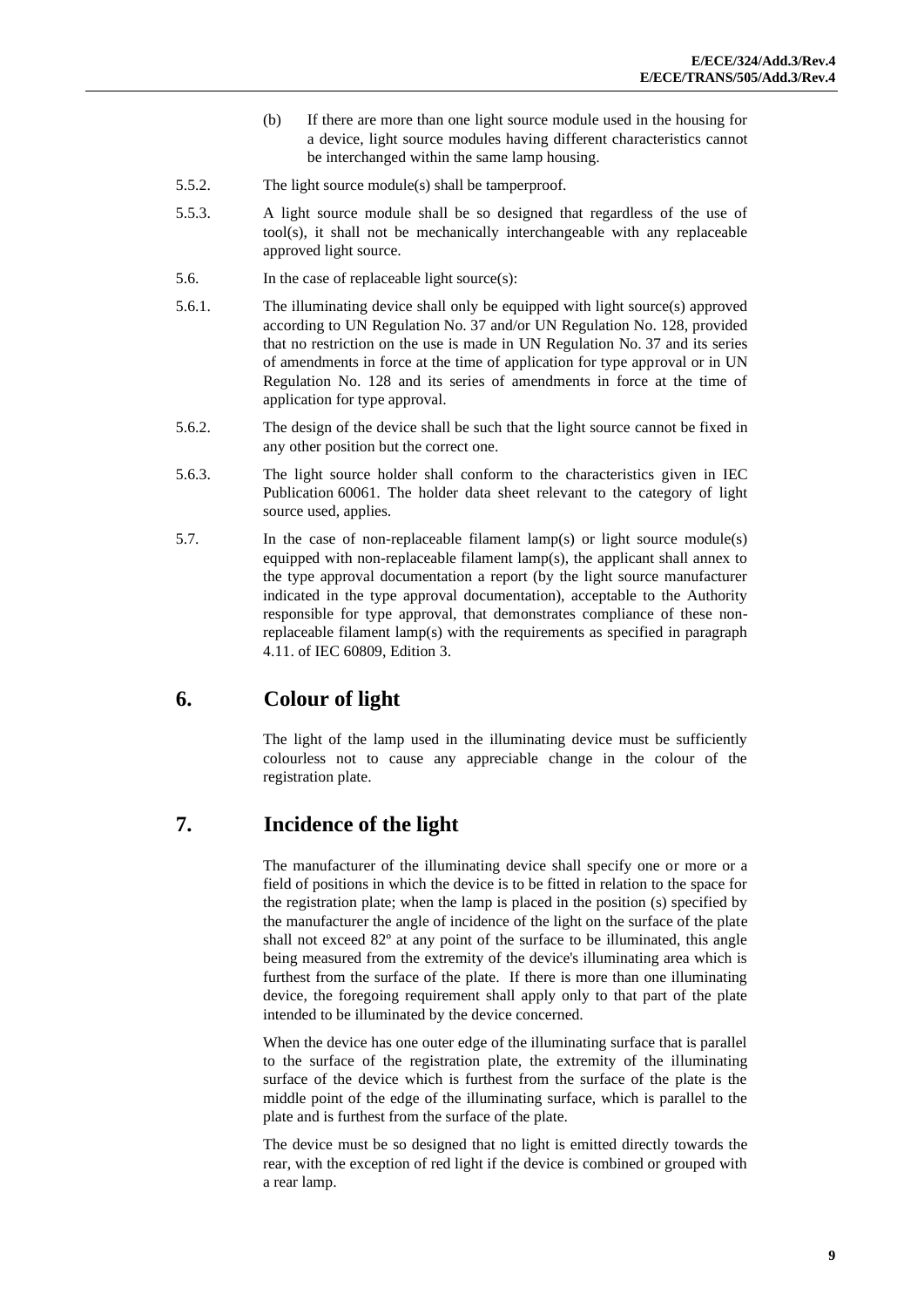(b) If there are more than one light source module used in the housing for a device, light source modules having different characteristics cannot be interchanged within the same lamp housing.

5.5.2. The light source module(s) shall be tamperproof.

5.5.3. A light source module shall be so designed that regardless of the use of tool(s), it shall not be mechanically interchangeable with any replaceable approved light source.

5.6. In the case of replaceable light source(s):

5.6.1. The illuminating device shall only be equipped with light source(s) approved according to UN Regulation No. 37 and/or UN Regulation No. 128, provided that no restriction on the use is made in UN Regulation No. 37 and its series of amendments in force at the time of application for type approval or in UN Regulation No. 128 and its series of amendments in force at the time of application for type approval.

5.6.2. The design of the device shall be such that the light source cannot be fixed in any other position but the correct one.

5.6.3. The light source holder shall conform to the characteristics given in IEC Publication 60061. The holder data sheet relevant to the category of light source used, applies.

5.7. In the case of non-replaceable filament lamp(s) or light source module(s) equipped with non-replaceable filament lamp(s), the applicant shall annex to the type approval documentation a report (by the light source manufacturer indicated in the type approval documentation), acceptable to the Authority responsible for type approval, that demonstrates compliance of these non-replaceable filament lamp(s) with the requirements as specified in paragraph 4.11. of IEC 60809, Edition 3.

## 6. Colour of light

The light of the lamp used in the illuminating device must be sufficiently colourless not to cause any appreciable change in the colour of the registration plate.

## 7. Incidence of the light

The manufacturer of the illuminating device shall specify one or more or a field of positions in which the device is to be fitted in relation to the space for the registration plate; when the lamp is placed in the position (s) specified by the manufacturer the angle of incidence of the light on the surface of the plate shall not exceed 82º at any point of the surface to be illuminated, this angle being measured from the extremity of the device's illuminating area which is furthest from the surface of the plate. If there is more than one illuminating device, the foregoing requirement shall apply only to that part of the plate intended to be illuminated by the device concerned.

When the device has one outer edge of the illuminating surface that is parallel to the surface of the registration plate, the extremity of the illuminating surface of the device which is furthest from the surface of the plate is the middle point of the edge of the illuminating surface, which is parallel to the plate and is furthest from the surface of the plate.

The device must be so designed that no light is emitted directly towards the rear, with the exception of red light if the device is combined or grouped with a rear lamp.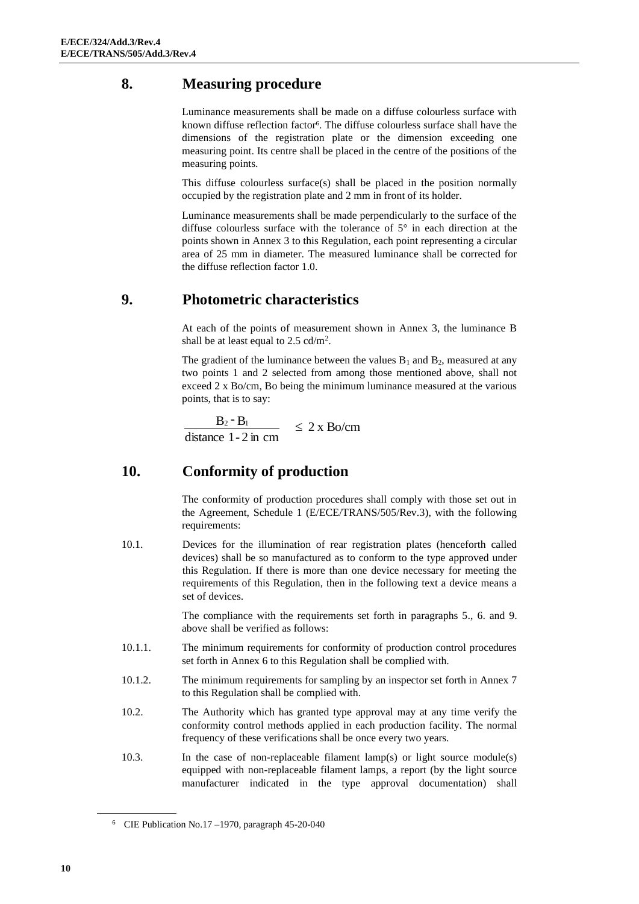## 8. Measuring procedure

Luminance measurements shall be made on a diffuse colourless surface with known diffuse reflection factor[6]. The diffuse colourless surface shall have the dimensions of the registration plate or the dimension exceeding one measuring point. Its centre shall be placed in the centre of the positions of the measuring points.

This diffuse colourless surface(s) shall be placed in the position normally occupied by the registration plate and 2 mm in front of its holder.

Luminance measurements shall be made perpendicularly to the surface of the diffuse colourless surface with the tolerance of 5° in each direction at the points shown in Annex 3 to this Regulation, each point representing a circular area of 25 mm in diameter. The measured luminance shall be corrected for the diffuse reflection factor 1.0.

## 9. Photometric characteristics

At each of the points of measurement shown in Annex 3, the luminance B shall be at least equal to 2.5 cd/m².

The gradient of the luminance between the values $B_1$ and $B_2$, measured at any two points 1 and 2 selected from among those mentioned above, shall not exceed 2 x Bo/cm, Bo being the minimum luminance measured at the various points, that is to say:

$$\frac{B_2 - B_1}{\text{distance } 1\text{-}2 \text{ in cm}} \leq 2 \text{ x Bo/cm}$$

## 10. Conformity of production

The conformity of production procedures shall comply with those set out in the Agreement, Schedule 1 (E/ECE/TRANS/505/Rev.3), with the following requirements:

10.1. Devices for the illumination of rear registration plates (henceforth called devices) shall be so manufactured as to conform to the type approved under this Regulation. If there is more than one device necessary for meeting the requirements of this Regulation, then in the following text a device means a set of devices.

The compliance with the requirements set forth in paragraphs 5., 6. and 9. above shall be verified as follows:

10.1.1. The minimum requirements for conformity of production control procedures set forth in Annex 6 to this Regulation shall be complied with.

10.1.2. The minimum requirements for sampling by an inspector set forth in Annex 7 to this Regulation shall be complied with.

10.2. The Authority which has granted type approval may at any time verify the conformity control methods applied in each production facility. The normal frequency of these verifications shall be once every two years.

10.3. In the case of non-replaceable filament lamp(s) or light source module(s) equipped with non-replaceable filament lamps, a report (by the light source manufacturer indicated in the type approval documentation) shall

[6] CIE Publication No.17 –1970, paragraph 45-20-040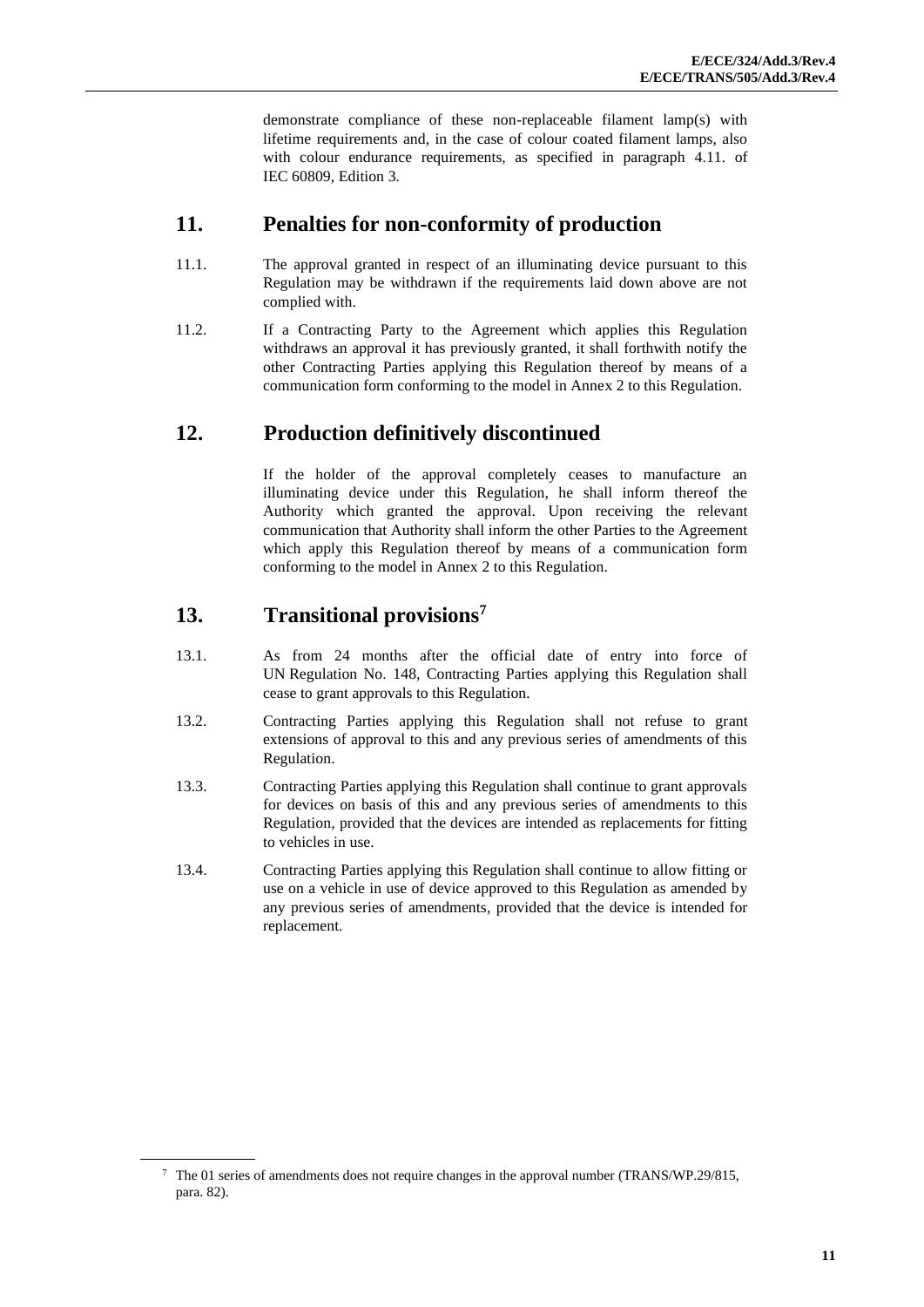demonstrate compliance of these non-replaceable filament lamp(s) with lifetime requirements and, in the case of colour coated filament lamps, also with colour endurance requirements, as specified in paragraph 4.11. of IEC 60809, Edition 3.

## 11. Penalties for non-conformity of production

11.1. The approval granted in respect of an illuminating device pursuant to this Regulation may be withdrawn if the requirements laid down above are not complied with.

11.2. If a Contracting Party to the Agreement which applies this Regulation withdraws an approval it has previously granted, it shall forthwith notify the other Contracting Parties applying this Regulation thereof by means of a communication form conforming to the model in Annex 2 to this Regulation.

## 12. Production definitively discontinued

If the holder of the approval completely ceases to manufacture an illuminating device under this Regulation, he shall inform thereof the Authority which granted the approval. Upon receiving the relevant communication that Authority shall inform the other Parties to the Agreement which apply this Regulation thereof by means of a communication form conforming to the model in Annex 2 to this Regulation.

## 13. Transitional provisions[7]

13.1. As from 24 months after the official date of entry into force of UN Regulation No. 148, Contracting Parties applying this Regulation shall cease to grant approvals to this Regulation.

13.2. Contracting Parties applying this Regulation shall not refuse to grant extensions of approval to this and any previous series of amendments of this Regulation.

13.3. Contracting Parties applying this Regulation shall continue to grant approvals for devices on basis of this and any previous series of amendments to this Regulation, provided that the devices are intended as replacements for fitting to vehicles in use.

13.4. Contracting Parties applying this Regulation shall continue to allow fitting or use on a vehicle in use of device approved to this Regulation as amended by any previous series of amendments, provided that the device is intended for replacement.

---

[7] The 01 series of amendments does not require changes in the approval number (TRANS/WP.29/815, para. 82).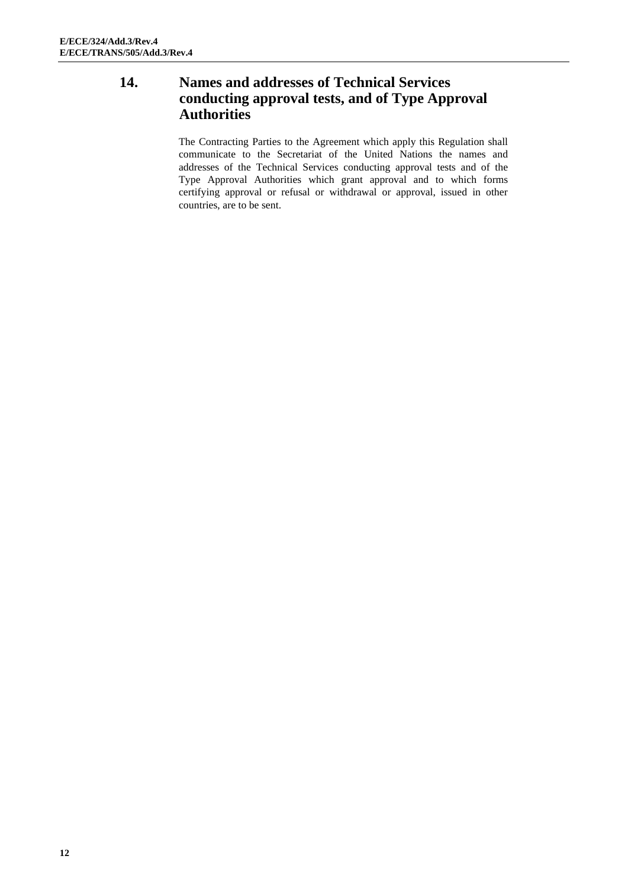## 14. Names and addresses of Technical Services conducting approval tests, and of Type Approval Authorities

The Contracting Parties to the Agreement which apply this Regulation shall communicate to the Secretariat of the United Nations the names and addresses of the Technical Services conducting approval tests and of the Type Approval Authorities which grant approval and to which forms certifying approval or refusal or withdrawal or approval, issued in other countries, are to be sent.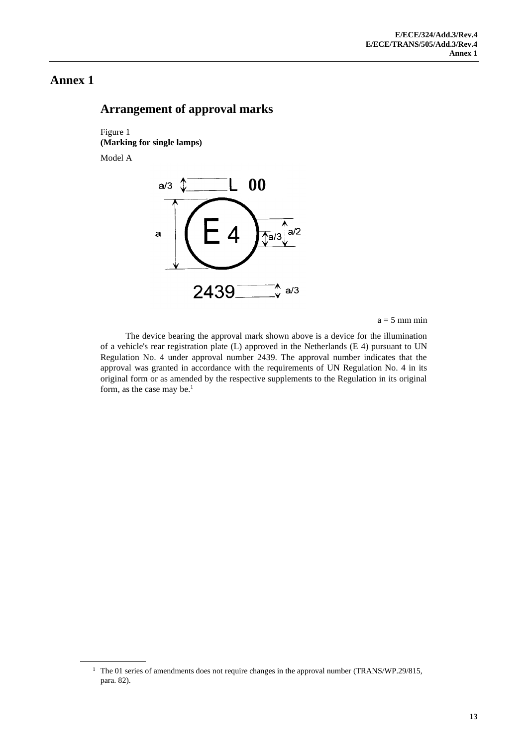# Annex 1

## Arrangement of approval marks

Figure 1
**(Marking for single lamps)**

Model A

a/3 L 00

a E 4 a/3 a/2

2439 a/3

a = 5 mm min

The device bearing the approval mark shown above is a device for the illumination of a vehicle's rear registration plate (L) approved in the Netherlands (E 4) pursuant to UN Regulation No. 4 under approval number 2439. The approval number indicates that the approval was granted in accordance with the requirements of UN Regulation No. 4 in its original form or as amended by the respective supplements to the Regulation in its original form, as the case may be.[1]

[1] The 01 series of amendments does not require changes in the approval number (TRANS/WP.29/815, para. 82).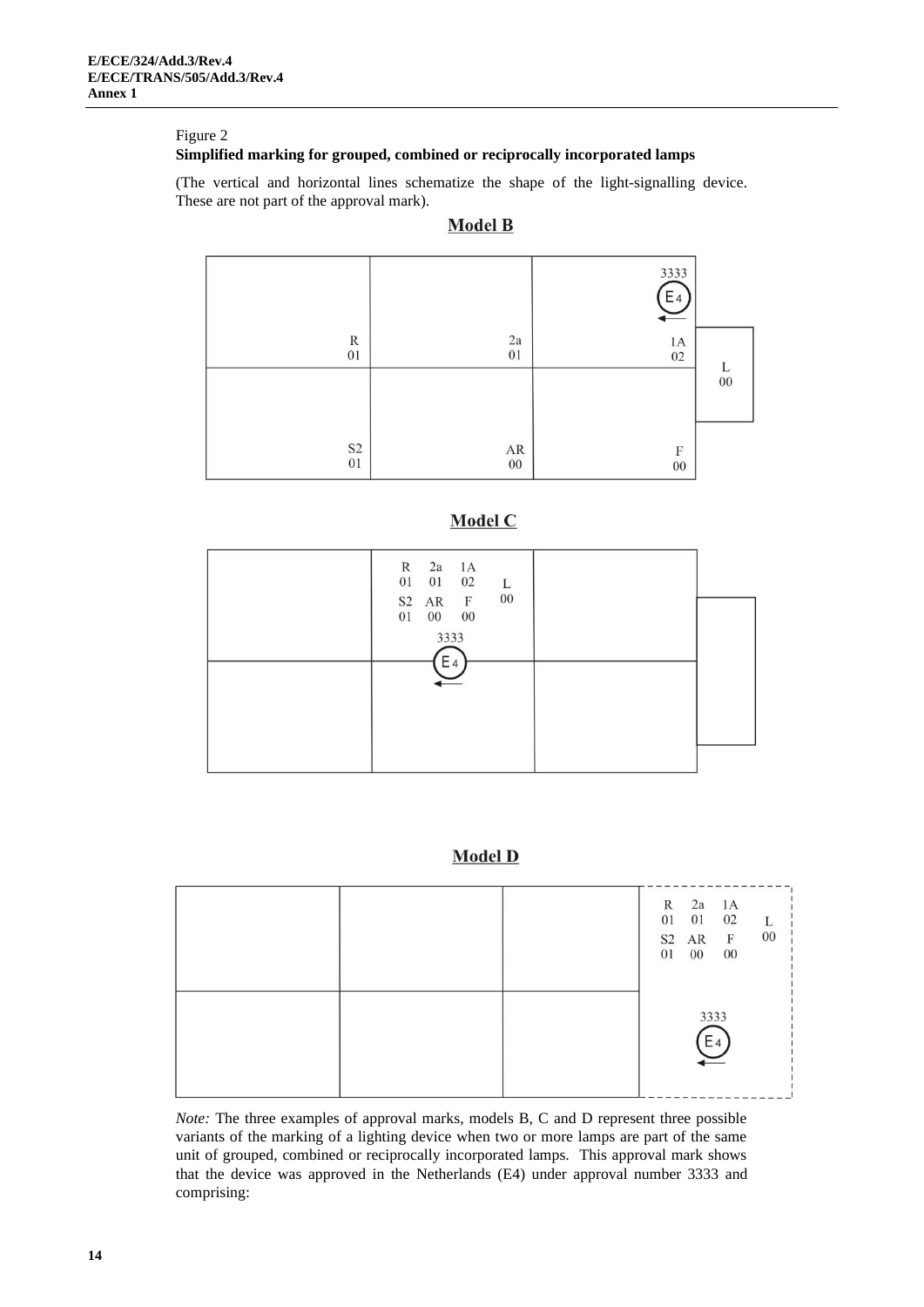Figure 2

**Simplified marking for grouped, combined or reciprocally incorporated lamps**

(The vertical and horizontal lines schematize the shape of the light-signalling device. These are not part of the approval mark).

**Model B**

| R 01 | 2a 01 | 3333 E4 ← 1A 02 | L 00 |
|---|---|---|---|
| S2 01 | AR 00 | F 00 | |

**Model C**

R 2a 1A
01 01 02 L
S2 AR F 00
01 00 00
3333
E4
←

**Model D**

R 2a 1A
01 01 02 L
S2 AR F 00
01 00 00

3333
E4
←

*Note:* The three examples of approval marks, models B, C and D represent three possible variants of the marking of a lighting device when two or more lamps are part of the same unit of grouped, combined or reciprocally incorporated lamps. This approval mark shows that the device was approved in the Netherlands (E4) under approval number 3333 and comprising: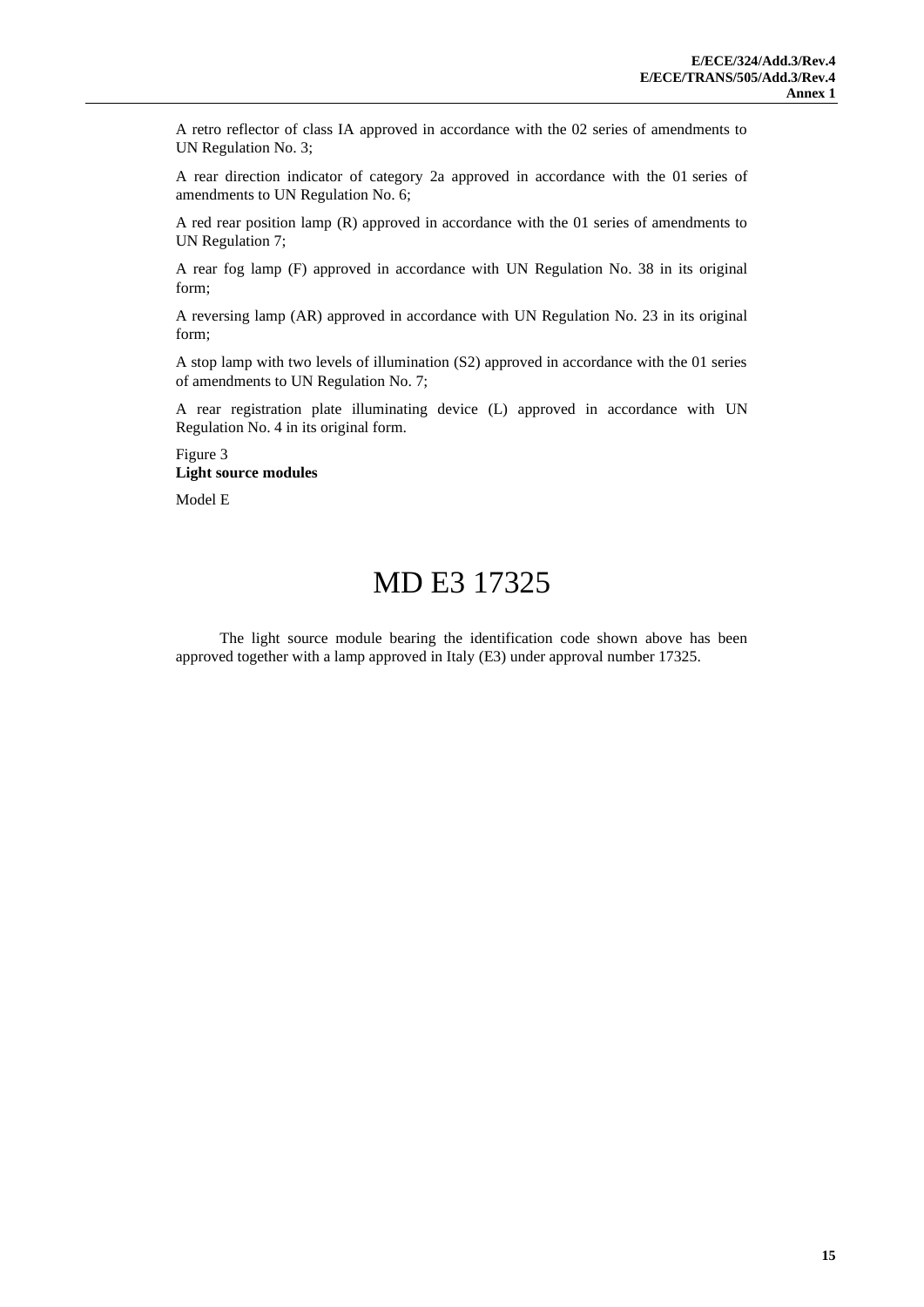A retro reflector of class IA approved in accordance with the 02 series of amendments to UN Regulation No. 3;

A rear direction indicator of category 2a approved in accordance with the 01 series of amendments to UN Regulation No. 6;

A red rear position lamp (R) approved in accordance with the 01 series of amendments to UN Regulation 7;

A rear fog lamp (F) approved in accordance with UN Regulation No. 38 in its original form;

A reversing lamp (AR) approved in accordance with UN Regulation No. 23 in its original form;

A stop lamp with two levels of illumination (S2) approved in accordance with the 01 series of amendments to UN Regulation No. 7;

A rear registration plate illuminating device (L) approved in accordance with UN Regulation No. 4 in its original form.

Figure 3
**Light source modules**

Model E

MD E3 17325

The light source module bearing the identification code shown above has been approved together with a lamp approved in Italy (E3) under approval number 17325.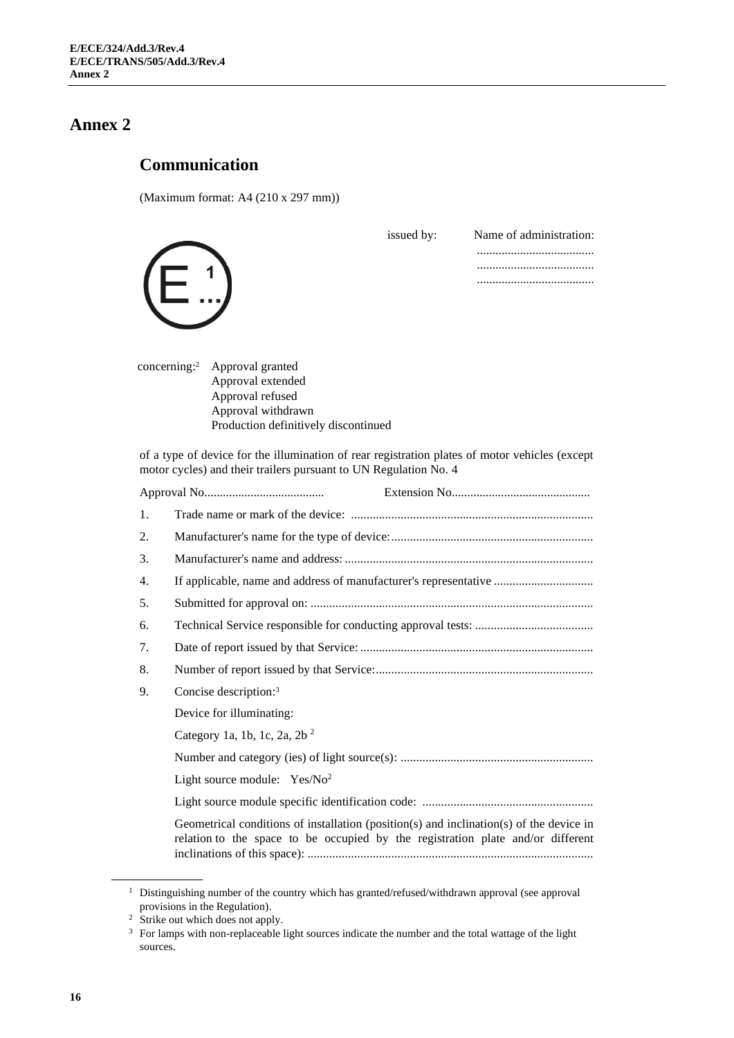# Annex 2

## Communication

(Maximum format: A4 (210 x 297 mm))

E 1 ...

issued by: Name of administration:
......................................
......................................
......................................

concerning:[2] Approval granted
Approval extended
Approval refused
Approval withdrawn
Production definitively discontinued

of a type of device for the illumination of rear registration plates of motor vehicles (except motor cycles) and their trailers pursuant to UN Regulation No. 4

Approval No....................................... Extension No............................................

1. Trade name or mark of the device: .............................................................................
2. Manufacturer's name for the type of device:................................................................
3. Manufacturer's name and address: ...............................................................................
4. If applicable, name and address of manufacturer's representative ................................
5. Submitted for approval on: ..........................................................................................
6. Technical Service responsible for conducting approval tests: ......................................
7. Date of report issued by that Service: ..........................................................................
8. Number of report issued by that Service:.....................................................................
9. Concise description:[3]

   Device for illuminating:

   Category 1a, 1b, 1c, 2a, 2b [2]

   Number and category (ies) of light source(s): .............................................................

   Light source module: Yes/No[2]

   Light source module specific identification code: ......................................................

   Geometrical conditions of installation (position(s) and inclination(s) of the device in relation to the space to be occupied by the registration plate and/or different inclinations of this space): ...........................................................................................

---

[1] Distinguishing number of the country which has granted/refused/withdrawn approval (see approval provisions in the Regulation).

[2] Strike out which does not apply.

[3] For lamps with non-replaceable light sources indicate the number and the total wattage of the light sources.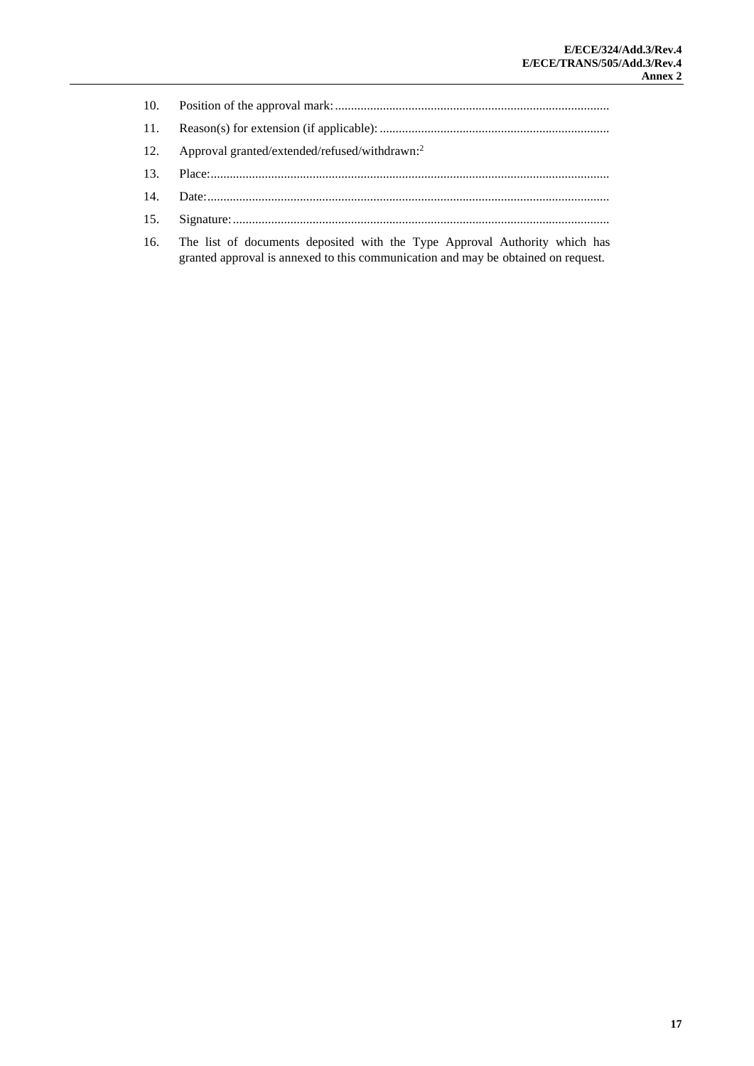10. Position of the approval mark: .....................................................................................

11. Reason(s) for extension (if applicable): .......................................................................

12. Approval granted/extended/refused/withdrawn:[2]

13. Place:............................................................................................................................

14. Date:.............................................................................................................................

15. Signature:.....................................................................................................................

16. The list of documents deposited with the Type Approval Authority which has granted approval is annexed to this communication and may be obtained on request.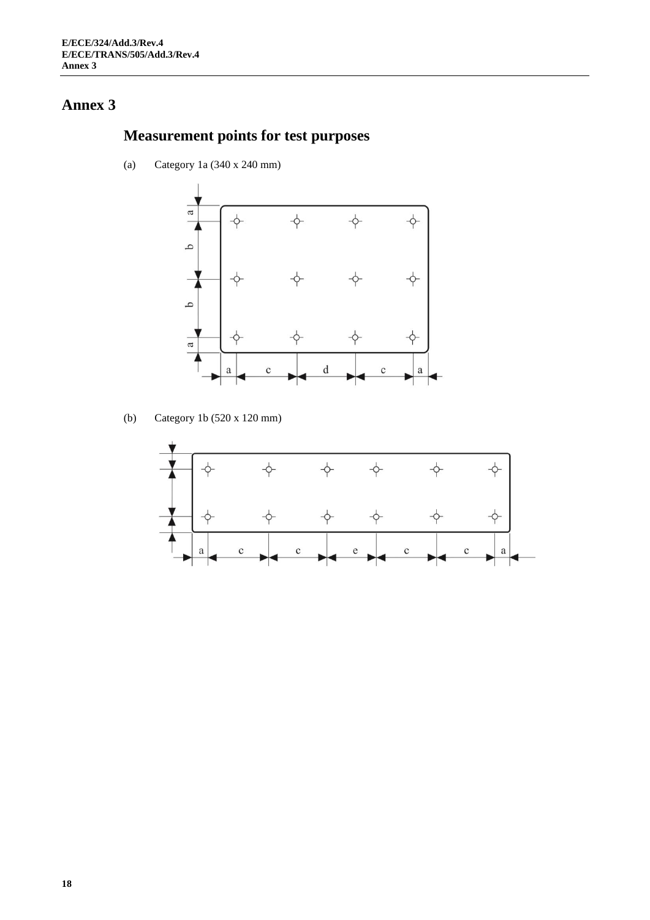# Annex 3

## Measurement points for test purposes

(a) Category 1a (340 x 240 mm)

(b) Category 1b (520 x 120 mm)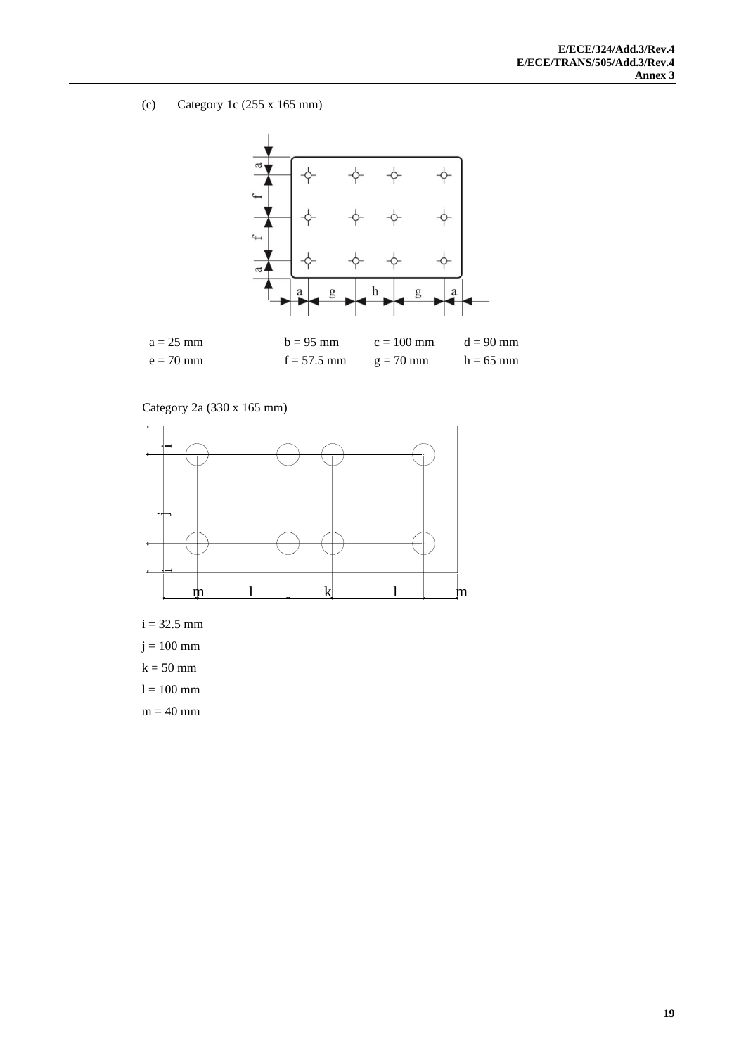(c) Category 1c (255 x 165 mm)

| | | | |
|---|---|---|---|
| a = 25 mm | b = 95 mm | c = 100 mm | d = 90 mm |
| e = 70 mm | f = 57.5 mm | g = 70 mm | h = 65 mm |

Category 2a (330 x 165 mm)

i = 32.5 mm

j = 100 mm

k = 50 mm

l = 100 mm

m = 40 mm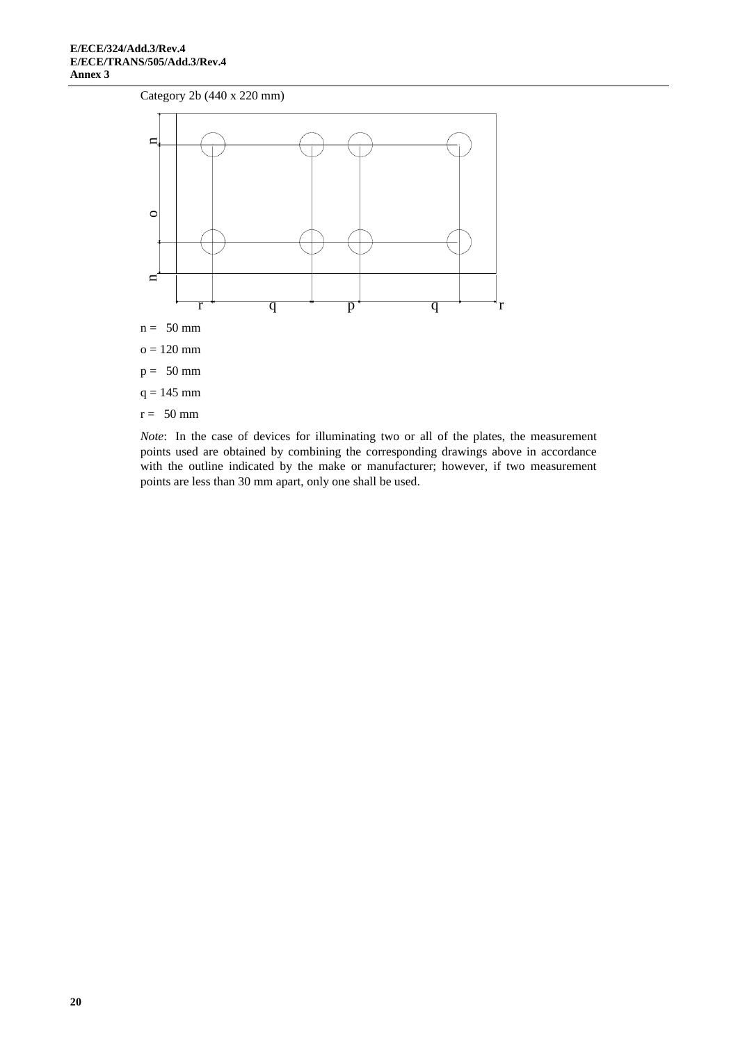Category 2b (440 x 220 mm)

n = 50 mm

o = 120 mm

p = 50 mm

q = 145 mm

r = 50 mm

*Note*: In the case of devices for illuminating two or all of the plates, the measurement points used are obtained by combining the corresponding drawings above in accordance with the outline indicated by the make or manufacturer; however, if two measurement points are less than 30 mm apart, only one shall be used.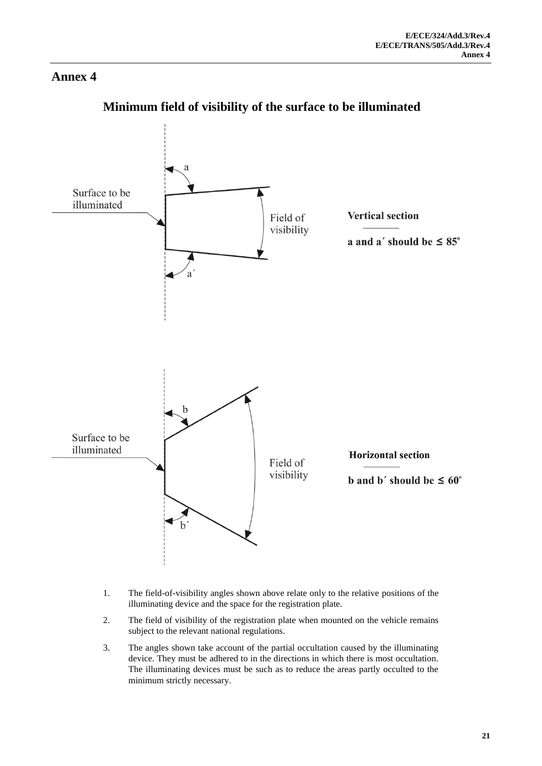# Annex 4

## Minimum field of visibility of the surface to be illuminated

Surface to be illuminated

Field of visibility

**Vertical section**

**a and a´ should be ≤ 85º**

Surface to be illuminated

Field of visibility

**Horizontal section**

**b and b´ should be ≤ 60º**

1. The field-of-visibility angles shown above relate only to the relative positions of the illuminating device and the space for the registration plate.

2. The field of visibility of the registration plate when mounted on the vehicle remains subject to the relevant national regulations.

3. The angles shown take account of the partial occultation caused by the illuminating device. They must be adhered to in the directions in which there is most occultation. The illuminating devices must be such as to reduce the areas partly occulted to the minimum strictly necessary.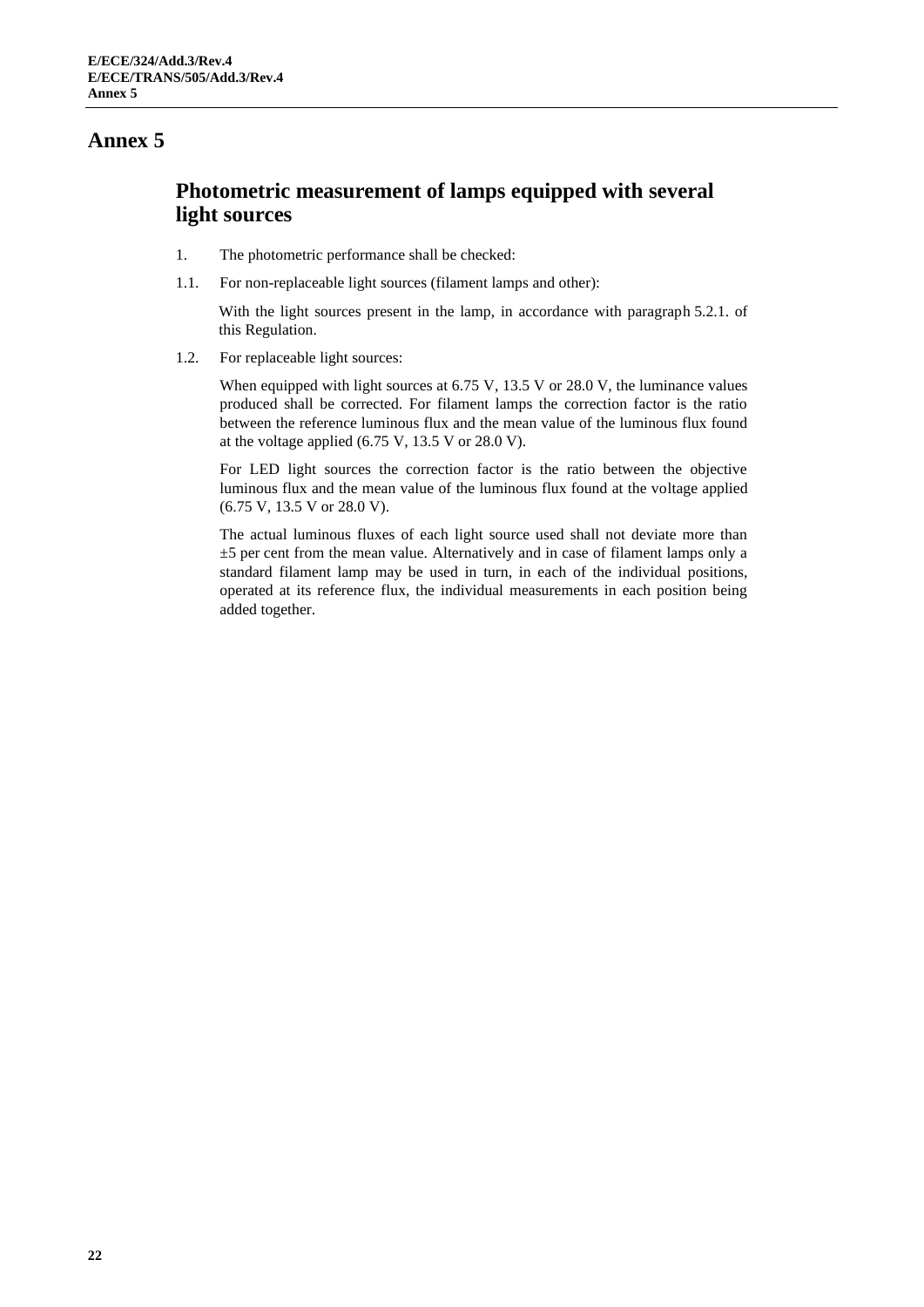# Annex 5

## Photometric measurement of lamps equipped with several light sources

1. The photometric performance shall be checked:

1.1. For non-replaceable light sources (filament lamps and other):

With the light sources present in the lamp, in accordance with paragraph 5.2.1. of this Regulation.

1.2. For replaceable light sources:

When equipped with light sources at 6.75 V, 13.5 V or 28.0 V, the luminance values produced shall be corrected. For filament lamps the correction factor is the ratio between the reference luminous flux and the mean value of the luminous flux found at the voltage applied (6.75 V, 13.5 V or 28.0 V).

For LED light sources the correction factor is the ratio between the objective luminous flux and the mean value of the luminous flux found at the voltage applied (6.75 V, 13.5 V or 28.0 V).

The actual luminous fluxes of each light source used shall not deviate more than ±5 per cent from the mean value. Alternatively and in case of filament lamps only a standard filament lamp may be used in turn, in each of the individual positions, operated at its reference flux, the individual measurements in each position being added together.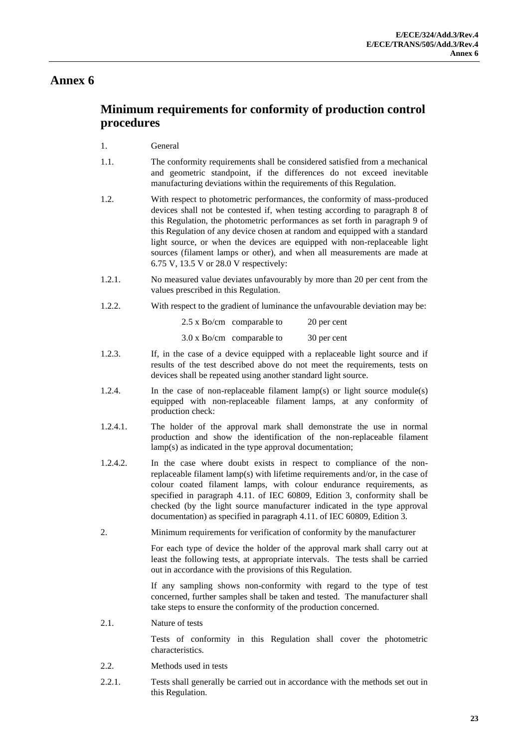# Annex 6

## Minimum requirements for conformity of production control procedures

1. General

1.1. The conformity requirements shall be considered satisfied from a mechanical and geometric standpoint, if the differences do not exceed inevitable manufacturing deviations within the requirements of this Regulation.

1.2. With respect to photometric performances, the conformity of mass-produced devices shall not be contested if, when testing according to paragraph 8 of this Regulation, the photometric performances as set forth in paragraph 9 of this Regulation of any device chosen at random and equipped with a standard light source, or when the devices are equipped with non-replaceable light sources (filament lamps or other), and when all measurements are made at 6.75 V, 13.5 V or 28.0 V respectively:

1.2.1. No measured value deviates unfavourably by more than 20 per cent from the values prescribed in this Regulation.

1.2.2. With respect to the gradient of luminance the unfavourable deviation may be:

| | | |
|---|---|---|
| 2.5 x Bo/cm | comparable to | 20 per cent |
| 3.0 x Bo/cm | comparable to | 30 per cent |

1.2.3. If, in the case of a device equipped with a replaceable light source and if results of the test described above do not meet the requirements, tests on devices shall be repeated using another standard light source.

1.2.4. In the case of non-replaceable filament lamp(s) or light source module(s) equipped with non-replaceable filament lamps, at any conformity of production check:

1.2.4.1. The holder of the approval mark shall demonstrate the use in normal production and show the identification of the non-replaceable filament lamp(s) as indicated in the type approval documentation;

1.2.4.2. In the case where doubt exists in respect to compliance of the non-replaceable filament lamp(s) with lifetime requirements and/or, in the case of colour coated filament lamps, with colour endurance requirements, as specified in paragraph 4.11. of IEC 60809, Edition 3, conformity shall be checked (by the light source manufacturer indicated in the type approval documentation) as specified in paragraph 4.11. of IEC 60809, Edition 3.

2. Minimum requirements for verification of conformity by the manufacturer

For each type of device the holder of the approval mark shall carry out at least the following tests, at appropriate intervals. The tests shall be carried out in accordance with the provisions of this Regulation.

If any sampling shows non-conformity with regard to the type of test concerned, further samples shall be taken and tested. The manufacturer shall take steps to ensure the conformity of the production concerned.

2.1. Nature of tests

Tests of conformity in this Regulation shall cover the photometric characteristics.

2.2. Methods used in tests

2.2.1. Tests shall generally be carried out in accordance with the methods set out in this Regulation.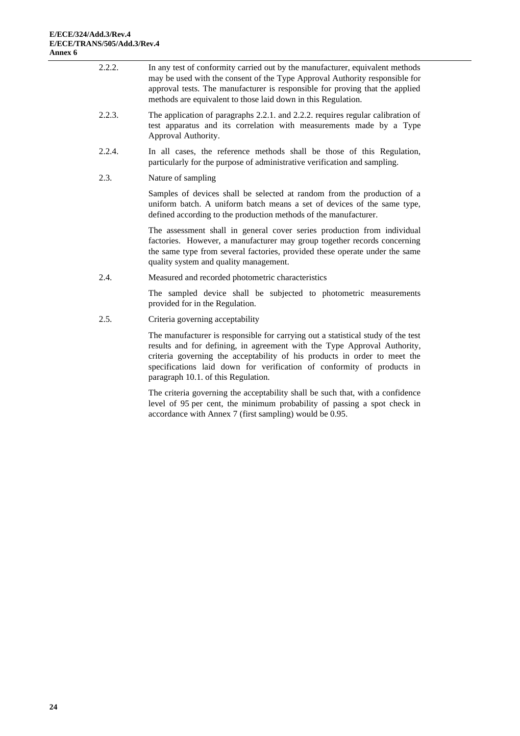2.2.2. In any test of conformity carried out by the manufacturer, equivalent methods may be used with the consent of the Type Approval Authority responsible for approval tests. The manufacturer is responsible for proving that the applied methods are equivalent to those laid down in this Regulation.

2.2.3. The application of paragraphs 2.2.1. and 2.2.2. requires regular calibration of test apparatus and its correlation with measurements made by a Type Approval Authority.

2.2.4. In all cases, the reference methods shall be those of this Regulation, particularly for the purpose of administrative verification and sampling.

2.3. Nature of sampling

Samples of devices shall be selected at random from the production of a uniform batch. A uniform batch means a set of devices of the same type, defined according to the production methods of the manufacturer.

The assessment shall in general cover series production from individual factories. However, a manufacturer may group together records concerning the same type from several factories, provided these operate under the same quality system and quality management.

2.4. Measured and recorded photometric characteristics

The sampled device shall be subjected to photometric measurements provided for in the Regulation.

2.5. Criteria governing acceptability

The manufacturer is responsible for carrying out a statistical study of the test results and for defining, in agreement with the Type Approval Authority, criteria governing the acceptability of his products in order to meet the specifications laid down for verification of conformity of products in paragraph 10.1. of this Regulation.

The criteria governing the acceptability shall be such that, with a confidence level of 95 per cent, the minimum probability of passing a spot check in accordance with Annex 7 (first sampling) would be 0.95.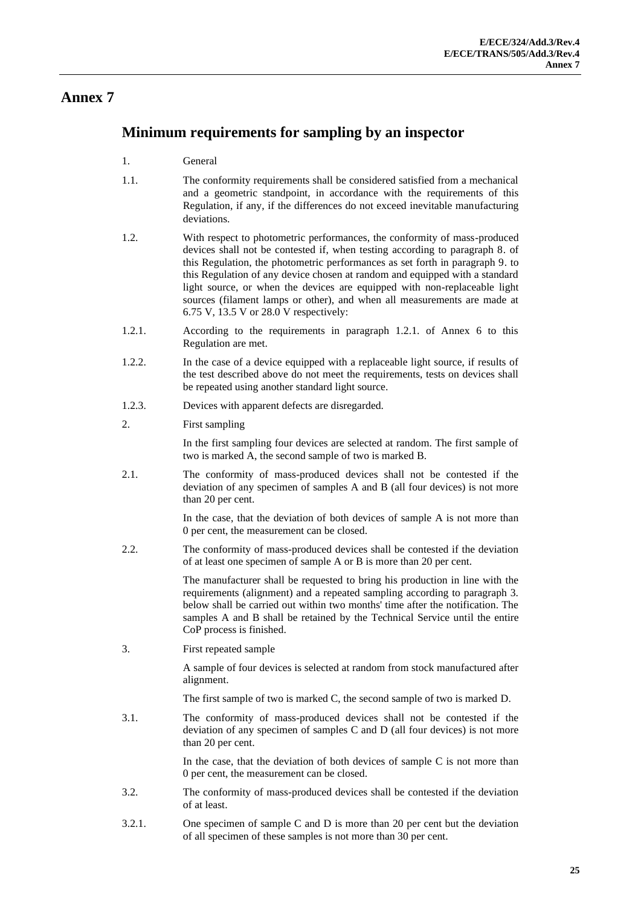# Annex 7

## Minimum requirements for sampling by an inspector

1. General

1.1. The conformity requirements shall be considered satisfied from a mechanical and a geometric standpoint, in accordance with the requirements of this Regulation, if any, if the differences do not exceed inevitable manufacturing deviations.

1.2. With respect to photometric performances, the conformity of mass-produced devices shall not be contested if, when testing according to paragraph 8. of this Regulation, the photometric performances as set forth in paragraph 9. to this Regulation of any device chosen at random and equipped with a standard light source, or when the devices are equipped with non-replaceable light sources (filament lamps or other), and when all measurements are made at 6.75 V, 13.5 V or 28.0 V respectively:

1.2.1. According to the requirements in paragraph 1.2.1. of Annex 6 to this Regulation are met.

1.2.2. In the case of a device equipped with a replaceable light source, if results of the test described above do not meet the requirements, tests on devices shall be repeated using another standard light source.

1.2.3. Devices with apparent defects are disregarded.

2. First sampling

In the first sampling four devices are selected at random. The first sample of two is marked A, the second sample of two is marked B.

2.1. The conformity of mass-produced devices shall not be contested if the deviation of any specimen of samples A and B (all four devices) is not more than 20 per cent.

In the case, that the deviation of both devices of sample A is not more than 0 per cent, the measurement can be closed.

2.2. The conformity of mass-produced devices shall be contested if the deviation of at least one specimen of sample A or B is more than 20 per cent.

The manufacturer shall be requested to bring his production in line with the requirements (alignment) and a repeated sampling according to paragraph 3. below shall be carried out within two months' time after the notification. The samples A and B shall be retained by the Technical Service until the entire CoP process is finished.

3. First repeated sample

A sample of four devices is selected at random from stock manufactured after alignment.

The first sample of two is marked C, the second sample of two is marked D.

3.1. The conformity of mass-produced devices shall not be contested if the deviation of any specimen of samples C and D (all four devices) is not more than 20 per cent.

In the case, that the deviation of both devices of sample C is not more than 0 per cent, the measurement can be closed.

3.2. The conformity of mass-produced devices shall be contested if the deviation of at least.

3.2.1. One specimen of sample C and D is more than 20 per cent but the deviation of all specimen of these samples is not more than 30 per cent.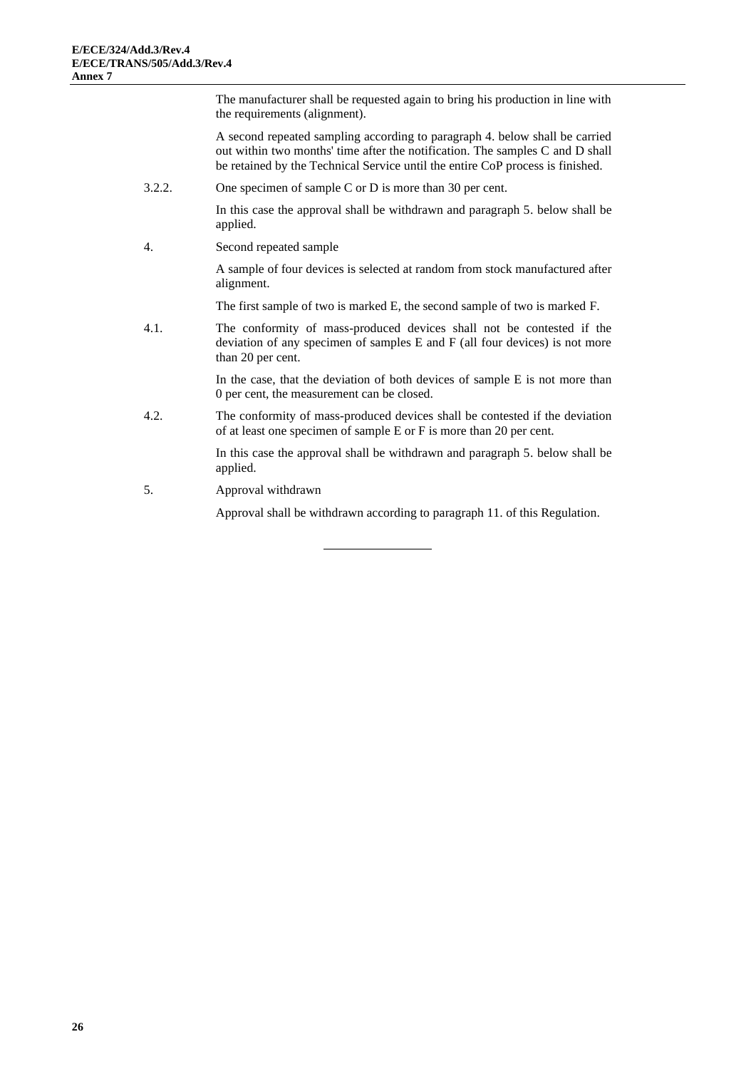The manufacturer shall be requested again to bring his production in line with the requirements (alignment).

A second repeated sampling according to paragraph 4. below shall be carried out within two months' time after the notification. The samples C and D shall be retained by the Technical Service until the entire CoP process is finished.

3.2.2. One specimen of sample C or D is more than 30 per cent.

In this case the approval shall be withdrawn and paragraph 5. below shall be applied.

4. Second repeated sample

A sample of four devices is selected at random from stock manufactured after alignment.

The first sample of two is marked E, the second sample of two is marked F.

4.1. The conformity of mass-produced devices shall not be contested if the deviation of any specimen of samples E and F (all four devices) is not more than 20 per cent.

In the case, that the deviation of both devices of sample E is not more than 0 per cent, the measurement can be closed.

4.2. The conformity of mass-produced devices shall be contested if the deviation of at least one specimen of sample E or F is more than 20 per cent.

In this case the approval shall be withdrawn and paragraph 5. below shall be applied.

5. Approval withdrawn

Approval shall be withdrawn according to paragraph 11. of this Regulation.